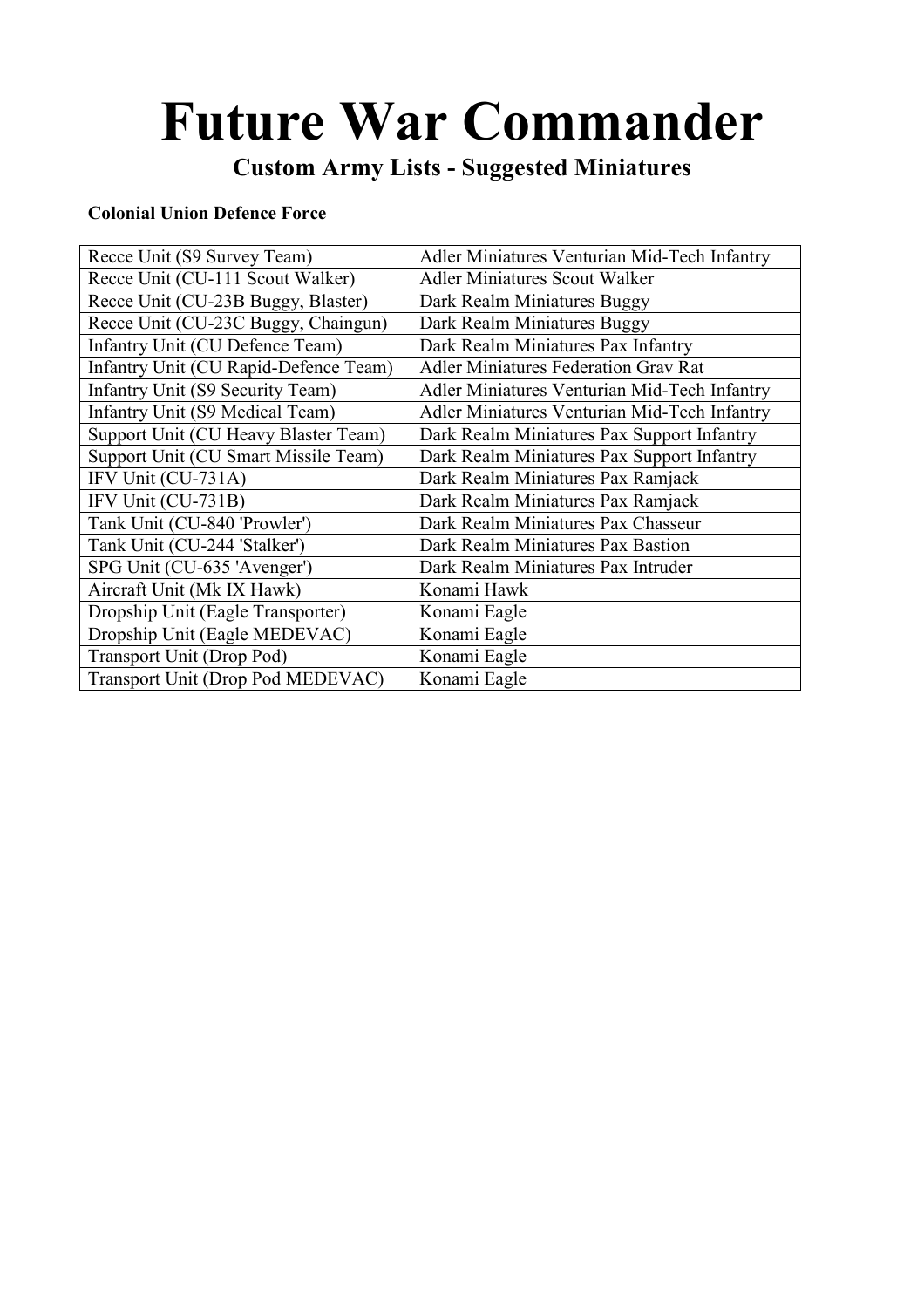# Future War Commander

## Custom Army Lists - Suggested Miniatures

**Colonial Union Defence Force**

| | |
|---|---|
| Recce Unit (S9 Survey Team) | Adler Miniatures Venturian Mid-Tech Infantry |
| Recce Unit (CU-111 Scout Walker) | Adler Miniatures Scout Walker |
| Recce Unit (CU-23B Buggy, Blaster) | Dark Realm Miniatures Buggy |
| Recce Unit (CU-23C Buggy, Chaingun) | Dark Realm Miniatures Buggy |
| Infantry Unit (CU Defence Team) | Dark Realm Miniatures Pax Infantry |
| Infantry Unit (CU Rapid-Defence Team) | Adler Miniatures Federation Grav Rat |
| Infantry Unit (S9 Security Team) | Adler Miniatures Venturian Mid-Tech Infantry |
| Infantry Unit (S9 Medical Team) | Adler Miniatures Venturian Mid-Tech Infantry |
| Support Unit (CU Heavy Blaster Team) | Dark Realm Miniatures Pax Support Infantry |
| Support Unit (CU Smart Missile Team) | Dark Realm Miniatures Pax Support Infantry |
| IFV Unit (CU-731A) | Dark Realm Miniatures Pax Ramjack |
| IFV Unit (CU-731B) | Dark Realm Miniatures Pax Ramjack |
| Tank Unit (CU-840 'Prowler') | Dark Realm Miniatures Pax Chasseur |
| Tank Unit (CU-244 'Stalker') | Dark Realm Miniatures Pax Bastion |
| SPG Unit (CU-635 'Avenger') | Dark Realm Miniatures Pax Intruder |
| Aircraft Unit (Mk IX Hawk) | Konami Hawk |
| Dropship Unit (Eagle Transporter) | Konami Eagle |
| Dropship Unit (Eagle MEDEVAC) | Konami Eagle |
| Transport Unit (Drop Pod) | Konami Eagle |
| Transport Unit (Drop Pod MEDEVAC) | Konami Eagle |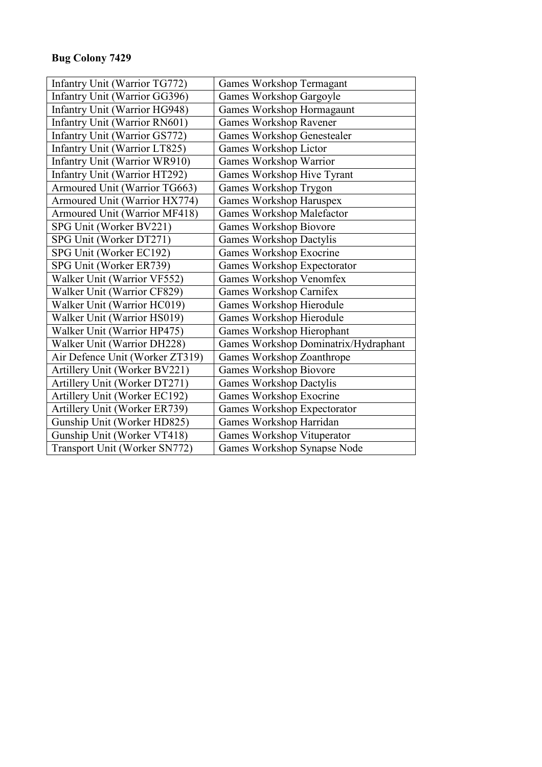**Bug Colony 7429**

| Infantry Unit (Warrior TG772) | Games Workshop Termagant |
|---|---|
| Infantry Unit (Warrior GG396) | Games Workshop Gargoyle |
| Infantry Unit (Warrior HG948) | Games Workshop Hormagaunt |
| Infantry Unit (Warrior RN601) | Games Workshop Ravener |
| Infantry Unit (Warrior GS772) | Games Workshop Genestealer |
| Infantry Unit (Warrior LT825) | Games Workshop Lictor |
| Infantry Unit (Warrior WR910) | Games Workshop Warrior |
| Infantry Unit (Warrior HT292) | Games Workshop Hive Tyrant |
| Armoured Unit (Warrior TG663) | Games Workshop Trygon |
| Armoured Unit (Warrior HX774) | Games Workshop Haruspex |
| Armoured Unit (Warrior MF418) | Games Workshop Malefactor |
| SPG Unit (Worker BV221) | Games Workshop Biovore |
| SPG Unit (Worker DT271) | Games Workshop Dactylis |
| SPG Unit (Worker EC192) | Games Workshop Exocrine |
| SPG Unit (Worker ER739) | Games Workshop Expectorator |
| Walker Unit (Warrior VF552) | Games Workshop Venomfex |
| Walker Unit (Warrior CF829) | Games Workshop Carnifex |
| Walker Unit (Warrior HC019) | Games Workshop Hierodule |
| Walker Unit (Warrior HS019) | Games Workshop Hierodule |
| Walker Unit (Warrior HP475) | Games Workshop Hierophant |
| Walker Unit (Warrior DH228) | Games Workshop Dominatrix/Hydraphant |
| Air Defence Unit (Worker ZT319) | Games Workshop Zoanthrope |
| Artillery Unit (Worker BV221) | Games Workshop Biovore |
| Artillery Unit (Worker DT271) | Games Workshop Dactylis |
| Artillery Unit (Worker EC192) | Games Workshop Exocrine |
| Artillery Unit (Worker ER739) | Games Workshop Expectorator |
| Gunship Unit (Worker HD825) | Games Workshop Harridan |
| Gunship Unit (Worker VT418) | Games Workshop Vituperator |
| Transport Unit (Worker SN772) | Games Workshop Synapse Node |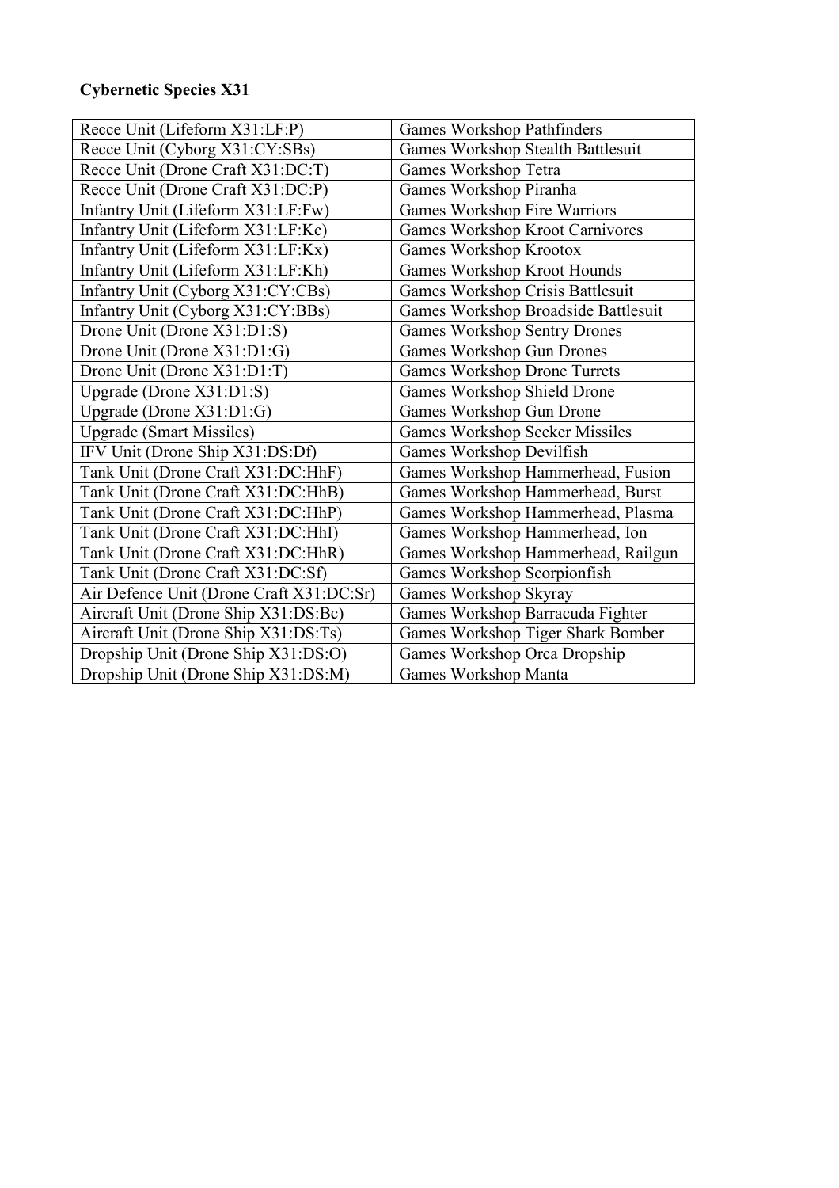**Cybernetic Species X31**

| Recce Unit (Lifeform X31:LF:P) | Games Workshop Pathfinders |
|---|---|
| Recce Unit (Cyborg X31:CY:SBs) | Games Workshop Stealth Battlesuit |
| Recce Unit (Drone Craft X31:DC:T) | Games Workshop Tetra |
| Recce Unit (Drone Craft X31:DC:P) | Games Workshop Piranha |
| Infantry Unit (Lifeform X31:LF:Fw) | Games Workshop Fire Warriors |
| Infantry Unit (Lifeform X31:LF:Kc) | Games Workshop Kroot Carnivores |
| Infantry Unit (Lifeform X31:LF:Kx) | Games Workshop Krootox |
| Infantry Unit (Lifeform X31:LF:Kh) | Games Workshop Kroot Hounds |
| Infantry Unit (Cyborg X31:CY:CBs) | Games Workshop Crisis Battlesuit |
| Infantry Unit (Cyborg X31:CY:BBs) | Games Workshop Broadside Battlesuit |
| Drone Unit (Drone X31:D1:S) | Games Workshop Sentry Drones |
| Drone Unit (Drone X31:D1:G) | Games Workshop Gun Drones |
| Drone Unit (Drone X31:D1:T) | Games Workshop Drone Turrets |
| Upgrade (Drone X31:D1:S) | Games Workshop Shield Drone |
| Upgrade (Drone X31:D1:G) | Games Workshop Gun Drone |
| Upgrade (Smart Missiles) | Games Workshop Seeker Missiles |
| IFV Unit (Drone Ship X31:DS:Df) | Games Workshop Devilfish |
| Tank Unit (Drone Craft X31:DC:HhF) | Games Workshop Hammerhead, Fusion |
| Tank Unit (Drone Craft X31:DC:HhB) | Games Workshop Hammerhead, Burst |
| Tank Unit (Drone Craft X31:DC:HhP) | Games Workshop Hammerhead, Plasma |
| Tank Unit (Drone Craft X31:DC:HhI) | Games Workshop Hammerhead, Ion |
| Tank Unit (Drone Craft X31:DC:HhR) | Games Workshop Hammerhead, Railgun |
| Tank Unit (Drone Craft X31:DC:Sf) | Games Workshop Scorpionfish |
| Air Defence Unit (Drone Craft X31:DC:Sr) | Games Workshop Skyray |
| Aircraft Unit (Drone Ship X31:DS:Bc) | Games Workshop Barracuda Fighter |
| Aircraft Unit (Drone Ship X31:DS:Ts) | Games Workshop Tiger Shark Bomber |
| Dropship Unit (Drone Ship X31:DS:O) | Games Workshop Orca Dropship |
| Dropship Unit (Drone Ship X31:DS:M) | Games Workshop Manta |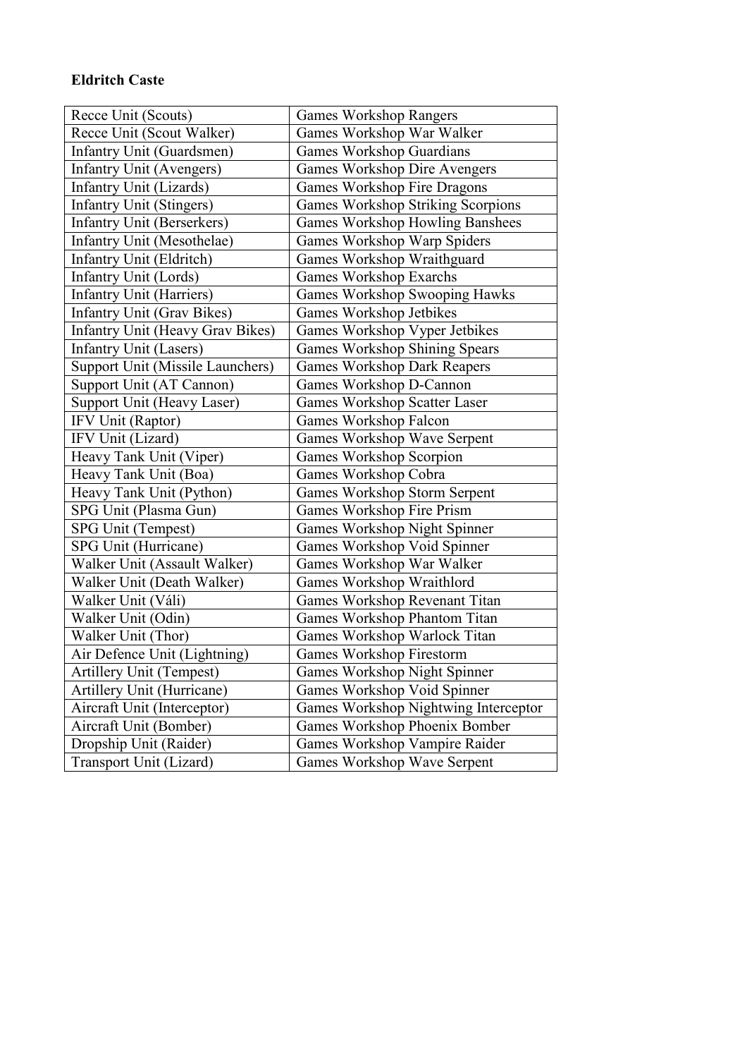**Eldritch Caste**

| | |
|---|---|
| Recce Unit (Scouts) | Games Workshop Rangers |
| Recce Unit (Scout Walker) | Games Workshop War Walker |
| Infantry Unit (Guardsmen) | Games Workshop Guardians |
| Infantry Unit (Avengers) | Games Workshop Dire Avengers |
| Infantry Unit (Lizards) | Games Workshop Fire Dragons |
| Infantry Unit (Stingers) | Games Workshop Striking Scorpions |
| Infantry Unit (Berserkers) | Games Workshop Howling Banshees |
| Infantry Unit (Mesothelae) | Games Workshop Warp Spiders |
| Infantry Unit (Eldritch) | Games Workshop Wraithguard |
| Infantry Unit (Lords) | Games Workshop Exarchs |
| Infantry Unit (Harriers) | Games Workshop Swooping Hawks |
| Infantry Unit (Grav Bikes) | Games Workshop Jetbikes |
| Infantry Unit (Heavy Grav Bikes) | Games Workshop Vyper Jetbikes |
| Infantry Unit (Lasers) | Games Workshop Shining Spears |
| Support Unit (Missile Launchers) | Games Workshop Dark Reapers |
| Support Unit (AT Cannon) | Games Workshop D-Cannon |
| Support Unit (Heavy Laser) | Games Workshop Scatter Laser |
| IFV Unit (Raptor) | Games Workshop Falcon |
| IFV Unit (Lizard) | Games Workshop Wave Serpent |
| Heavy Tank Unit (Viper) | Games Workshop Scorpion |
| Heavy Tank Unit (Boa) | Games Workshop Cobra |
| Heavy Tank Unit (Python) | Games Workshop Storm Serpent |
| SPG Unit (Plasma Gun) | Games Workshop Fire Prism |
| SPG Unit (Tempest) | Games Workshop Night Spinner |
| SPG Unit (Hurricane) | Games Workshop Void Spinner |
| Walker Unit (Assault Walker) | Games Workshop War Walker |
| Walker Unit (Death Walker) | Games Workshop Wraithlord |
| Walker Unit (Váli) | Games Workshop Revenant Titan |
| Walker Unit (Odin) | Games Workshop Phantom Titan |
| Walker Unit (Thor) | Games Workshop Warlock Titan |
| Air Defence Unit (Lightning) | Games Workshop Firestorm |
| Artillery Unit (Tempest) | Games Workshop Night Spinner |
| Artillery Unit (Hurricane) | Games Workshop Void Spinner |
| Aircraft Unit (Interceptor) | Games Workshop Nightwing Interceptor |
| Aircraft Unit (Bomber) | Games Workshop Phoenix Bomber |
| Dropship Unit (Raider) | Games Workshop Vampire Raider |
| Transport Unit (Lizard) | Games Workshop Wave Serpent |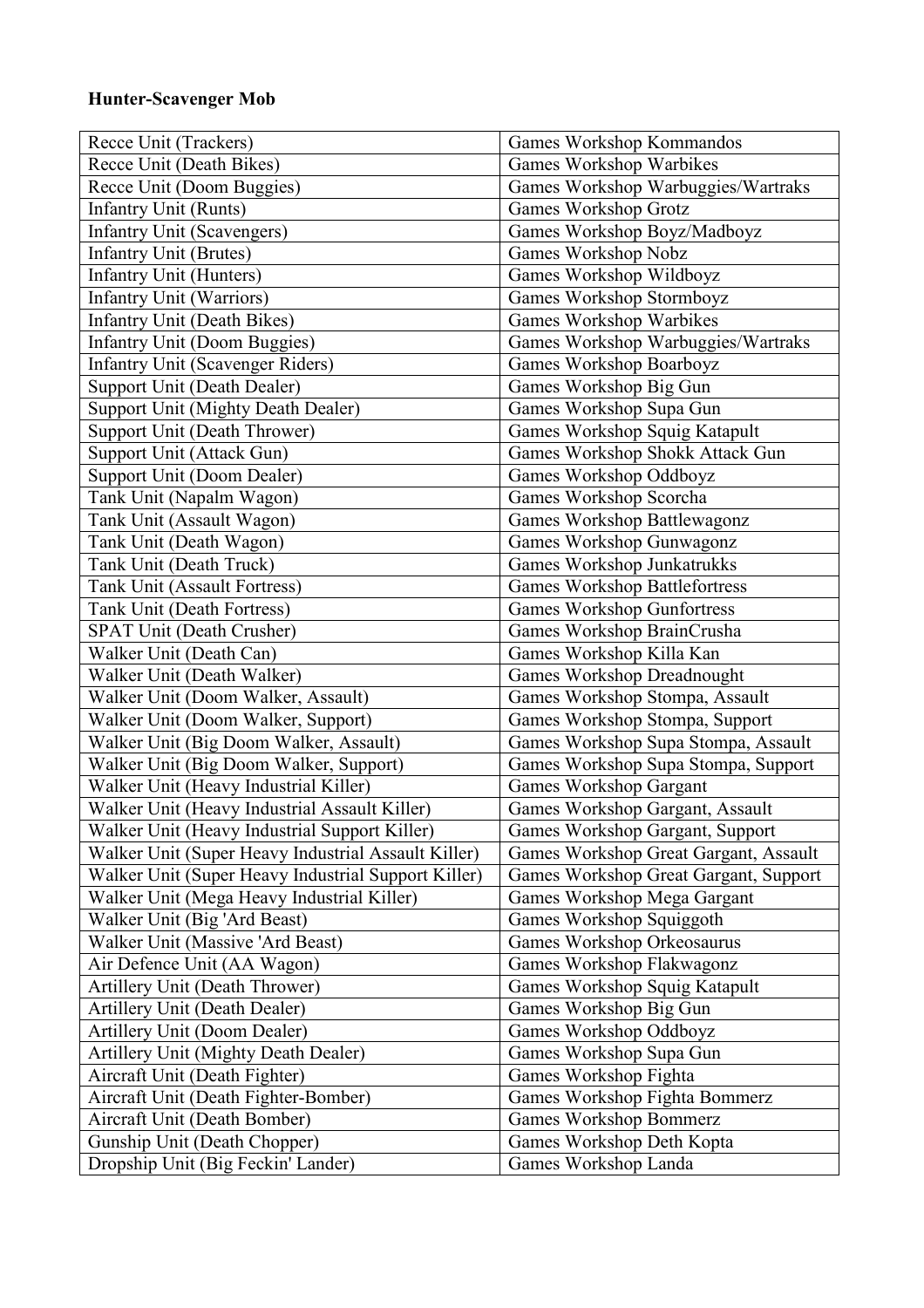**Hunter-Scavenger Mob**

| | |
|---|---|
| Recce Unit (Trackers) | Games Workshop Kommandos |
| Recce Unit (Death Bikes) | Games Workshop Warbikes |
| Recce Unit (Doom Buggies) | Games Workshop Warbuggies/Wartraks |
| Infantry Unit (Runts) | Games Workshop Grotz |
| Infantry Unit (Scavengers) | Games Workshop Boyz/Madboyz |
| Infantry Unit (Brutes) | Games Workshop Nobz |
| Infantry Unit (Hunters) | Games Workshop Wildboyz |
| Infantry Unit (Warriors) | Games Workshop Stormboyz |
| Infantry Unit (Death Bikes) | Games Workshop Warbikes |
| Infantry Unit (Doom Buggies) | Games Workshop Warbuggies/Wartraks |
| Infantry Unit (Scavenger Riders) | Games Workshop Boarboyz |
| Support Unit (Death Dealer) | Games Workshop Big Gun |
| Support Unit (Mighty Death Dealer) | Games Workshop Supa Gun |
| Support Unit (Death Thrower) | Games Workshop Squig Katapult |
| Support Unit (Attack Gun) | Games Workshop Shokk Attack Gun |
| Support Unit (Doom Dealer) | Games Workshop Oddboyz |
| Tank Unit (Napalm Wagon) | Games Workshop Scorcha |
| Tank Unit (Assault Wagon) | Games Workshop Battlewagonz |
| Tank Unit (Death Wagon) | Games Workshop Gunwagonz |
| Tank Unit (Death Truck) | Games Workshop Junkatrukks |
| Tank Unit (Assault Fortress) | Games Workshop Battlefortress |
| Tank Unit (Death Fortress) | Games Workshop Gunfortress |
| SPAT Unit (Death Crusher) | Games Workshop BrainCrusha |
| Walker Unit (Death Can) | Games Workshop Killa Kan |
| Walker Unit (Death Walker) | Games Workshop Dreadnought |
| Walker Unit (Doom Walker, Assault) | Games Workshop Stompa, Assault |
| Walker Unit (Doom Walker, Support) | Games Workshop Stompa, Support |
| Walker Unit (Big Doom Walker, Assault) | Games Workshop Supa Stompa, Assault |
| Walker Unit (Big Doom Walker, Support) | Games Workshop Supa Stompa, Support |
| Walker Unit (Heavy Industrial Killer) | Games Workshop Gargant |
| Walker Unit (Heavy Industrial Assault Killer) | Games Workshop Gargant, Assault |
| Walker Unit (Heavy Industrial Support Killer) | Games Workshop Gargant, Support |
| Walker Unit (Super Heavy Industrial Assault Killer) | Games Workshop Great Gargant, Assault |
| Walker Unit (Super Heavy Industrial Support Killer) | Games Workshop Great Gargant, Support |
| Walker Unit (Mega Heavy Industrial Killer) | Games Workshop Mega Gargant |
| Walker Unit (Big 'Ard Beast) | Games Workshop Squiggoth |
| Walker Unit (Massive 'Ard Beast) | Games Workshop Orkeosaurus |
| Air Defence Unit (AA Wagon) | Games Workshop Flakwagonz |
| Artillery Unit (Death Thrower) | Games Workshop Squig Katapult |
| Artillery Unit (Death Dealer) | Games Workshop Big Gun |
| Artillery Unit (Doom Dealer) | Games Workshop Oddboyz |
| Artillery Unit (Mighty Death Dealer) | Games Workshop Supa Gun |
| Aircraft Unit (Death Fighter) | Games Workshop Fighta |
| Aircraft Unit (Death Fighter-Bomber) | Games Workshop Fighta Bommerz |
| Aircraft Unit (Death Bomber) | Games Workshop Bommerz |
| Gunship Unit (Death Chopper) | Games Workshop Deth Kopta |
| Dropship Unit (Big Feckin' Lander) | Games Workshop Landa |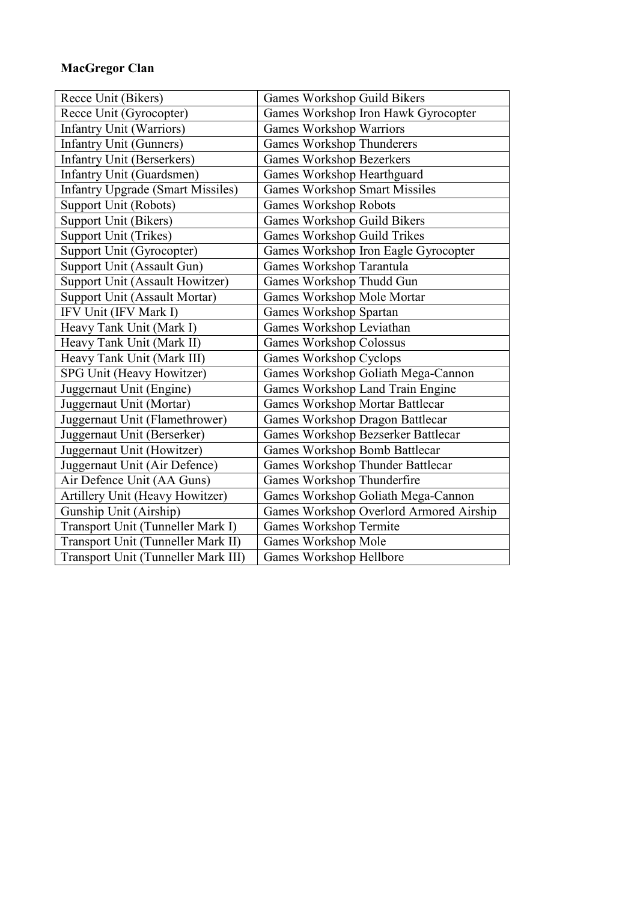**MacGregor Clan**

| | |
|---|---|
| Recce Unit (Bikers) | Games Workshop Guild Bikers |
| Recce Unit (Gyrocopter) | Games Workshop Iron Hawk Gyrocopter |
| Infantry Unit (Warriors) | Games Workshop Warriors |
| Infantry Unit (Gunners) | Games Workshop Thunderers |
| Infantry Unit (Berserkers) | Games Workshop Bezerkers |
| Infantry Unit (Guardsmen) | Games Workshop Hearthguard |
| Infantry Upgrade (Smart Missiles) | Games Workshop Smart Missiles |
| Support Unit (Robots) | Games Workshop Robots |
| Support Unit (Bikers) | Games Workshop Guild Bikers |
| Support Unit (Trikes) | Games Workshop Guild Trikes |
| Support Unit (Gyrocopter) | Games Workshop Iron Eagle Gyrocopter |
| Support Unit (Assault Gun) | Games Workshop Tarantula |
| Support Unit (Assault Howitzer) | Games Workshop Thudd Gun |
| Support Unit (Assault Mortar) | Games Workshop Mole Mortar |
| IFV Unit (IFV Mark I) | Games Workshop Spartan |
| Heavy Tank Unit (Mark I) | Games Workshop Leviathan |
| Heavy Tank Unit (Mark II) | Games Workshop Colossus |
| Heavy Tank Unit (Mark III) | Games Workshop Cyclops |
| SPG Unit (Heavy Howitzer) | Games Workshop Goliath Mega-Cannon |
| Juggernaut Unit (Engine) | Games Workshop Land Train Engine |
| Juggernaut Unit (Mortar) | Games Workshop Mortar Battlecar |
| Juggernaut Unit (Flamethrower) | Games Workshop Dragon Battlecar |
| Juggernaut Unit (Berserker) | Games Workshop Bezserker Battlecar |
| Juggernaut Unit (Howitzer) | Games Workshop Bomb Battlecar |
| Juggernaut Unit (Air Defence) | Games Workshop Thunder Battlecar |
| Air Defence Unit (AA Guns) | Games Workshop Thunderfire |
| Artillery Unit (Heavy Howitzer) | Games Workshop Goliath Mega-Cannon |
| Gunship Unit (Airship) | Games Workshop Overlord Armored Airship |
| Transport Unit (Tunneller Mark I) | Games Workshop Termite |
| Transport Unit (Tunneller Mark II) | Games Workshop Mole |
| Transport Unit (Tunneller Mark III) | Games Workshop Hellbore |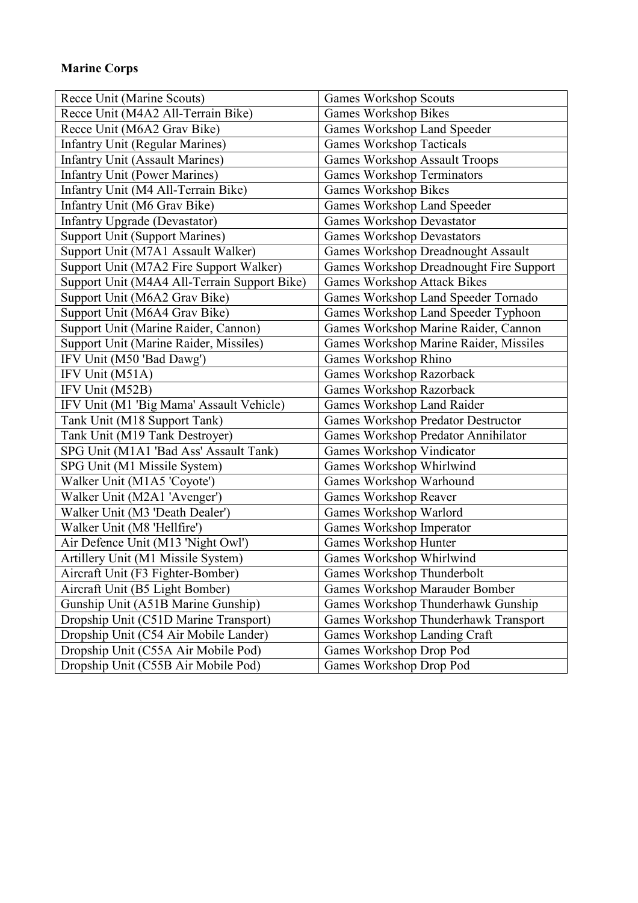**Marine Corps**

| | |
|---|---|
| Recce Unit (Marine Scouts) | Games Workshop Scouts |
| Recce Unit (M4A2 All-Terrain Bike) | Games Workshop Bikes |
| Recce Unit (M6A2 Grav Bike) | Games Workshop Land Speeder |
| Infantry Unit (Regular Marines) | Games Workshop Tacticals |
| Infantry Unit (Assault Marines) | Games Workshop Assault Troops |
| Infantry Unit (Power Marines) | Games Workshop Terminators |
| Infantry Unit (M4 All-Terrain Bike) | Games Workshop Bikes |
| Infantry Unit (M6 Grav Bike) | Games Workshop Land Speeder |
| Infantry Upgrade (Devastator) | Games Workshop Devastator |
| Support Unit (Support Marines) | Games Workshop Devastators |
| Support Unit (M7A1 Assault Walker) | Games Workshop Dreadnought Assault |
| Support Unit (M7A2 Fire Support Walker) | Games Workshop Dreadnought Fire Support |
| Support Unit (M4A4 All-Terrain Support Bike) | Games Workshop Attack Bikes |
| Support Unit (M6A2 Grav Bike) | Games Workshop Land Speeder Tornado |
| Support Unit (M6A4 Grav Bike) | Games Workshop Land Speeder Typhoon |
| Support Unit (Marine Raider, Cannon) | Games Workshop Marine Raider, Cannon |
| Support Unit (Marine Raider, Missiles) | Games Workshop Marine Raider, Missiles |
| IFV Unit (M50 'Bad Dawg') | Games Workshop Rhino |
| IFV Unit (M51A) | Games Workshop Razorback |
| IFV Unit (M52B) | Games Workshop Razorback |
| IFV Unit (M1 'Big Mama' Assault Vehicle) | Games Workshop Land Raider |
| Tank Unit (M18 Support Tank) | Games Workshop Predator Destructor |
| Tank Unit (M19 Tank Destroyer) | Games Workshop Predator Annihilator |
| SPG Unit (M1A1 'Bad Ass' Assault Tank) | Games Workshop Vindicator |
| SPG Unit (M1 Missile System) | Games Workshop Whirlwind |
| Walker Unit (M1A5 'Coyote') | Games Workshop Warhound |
| Walker Unit (M2A1 'Avenger') | Games Workshop Reaver |
| Walker Unit (M3 'Death Dealer') | Games Workshop Warlord |
| Walker Unit (M8 'Hellfire') | Games Workshop Imperator |
| Air Defence Unit (M13 'Night Owl') | Games Workshop Hunter |
| Artillery Unit (M1 Missile System) | Games Workshop Whirlwind |
| Aircraft Unit (F3 Fighter-Bomber) | Games Workshop Thunderbolt |
| Aircraft Unit (B5 Light Bomber) | Games Workshop Marauder Bomber |
| Gunship Unit (A51B Marine Gunship) | Games Workshop Thunderhawk Gunship |
| Dropship Unit (C51D Marine Transport) | Games Workshop Thunderhawk Transport |
| Dropship Unit (C54 Air Mobile Lander) | Games Workshop Landing Craft |
| Dropship Unit (C55A Air Mobile Pod) | Games Workshop Drop Pod |
| Dropship Unit (C55B Air Mobile Pod) | Games Workshop Drop Pod |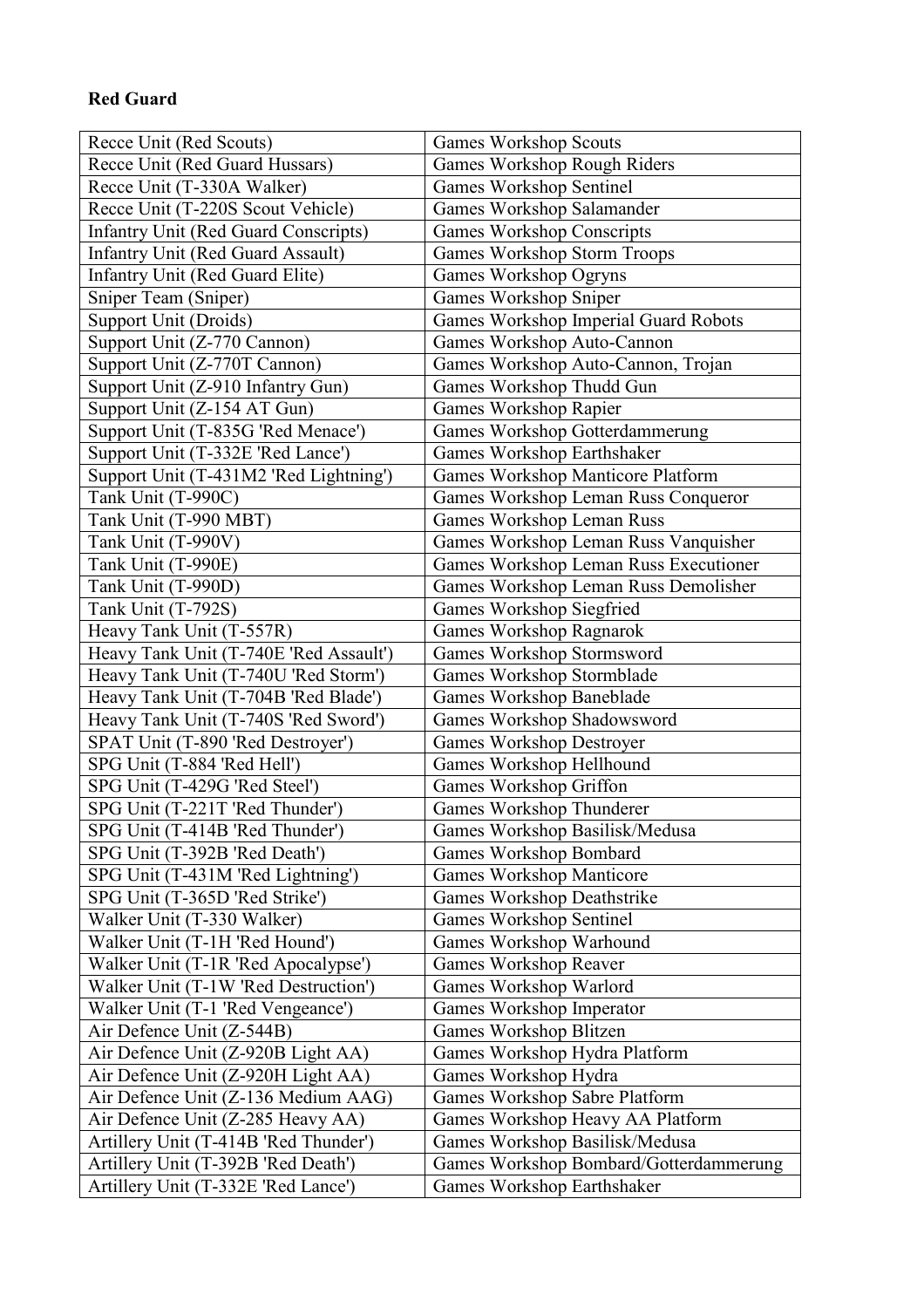**Red Guard**

| Recce Unit (Red Scouts) | Games Workshop Scouts |
|---|---|
| Recce Unit (Red Guard Hussars) | Games Workshop Rough Riders |
| Recce Unit (T-330A Walker) | Games Workshop Sentinel |
| Recce Unit (T-220S Scout Vehicle) | Games Workshop Salamander |
| Infantry Unit (Red Guard Conscripts) | Games Workshop Conscripts |
| Infantry Unit (Red Guard Assault) | Games Workshop Storm Troops |
| Infantry Unit (Red Guard Elite) | Games Workshop Ogryns |
| Sniper Team (Sniper) | Games Workshop Sniper |
| Support Unit (Droids) | Games Workshop Imperial Guard Robots |
| Support Unit (Z-770 Cannon) | Games Workshop Auto-Cannon |
| Support Unit (Z-770T Cannon) | Games Workshop Auto-Cannon, Trojan |
| Support Unit (Z-910 Infantry Gun) | Games Workshop Thudd Gun |
| Support Unit (Z-154 AT Gun) | Games Workshop Rapier |
| Support Unit (T-835G 'Red Menace') | Games Workshop Gotterdammerung |
| Support Unit (T-332E 'Red Lance') | Games Workshop Earthshaker |
| Support Unit (T-431M2 'Red Lightning') | Games Workshop Manticore Platform |
| Tank Unit (T-990C) | Games Workshop Leman Russ Conqueror |
| Tank Unit (T-990 MBT) | Games Workshop Leman Russ |
| Tank Unit (T-990V) | Games Workshop Leman Russ Vanquisher |
| Tank Unit (T-990E) | Games Workshop Leman Russ Executioner |
| Tank Unit (T-990D) | Games Workshop Leman Russ Demolisher |
| Tank Unit (T-792S) | Games Workshop Siegfried |
| Heavy Tank Unit (T-557R) | Games Workshop Ragnarok |
| Heavy Tank Unit (T-740E 'Red Assault') | Games Workshop Stormsword |
| Heavy Tank Unit (T-740U 'Red Storm') | Games Workshop Stormblade |
| Heavy Tank Unit (T-704B 'Red Blade') | Games Workshop Baneblade |
| Heavy Tank Unit (T-740S 'Red Sword') | Games Workshop Shadowsword |
| SPAT Unit (T-890 'Red Destroyer') | Games Workshop Destroyer |
| SPG Unit (T-884 'Red Hell') | Games Workshop Hellhound |
| SPG Unit (T-429G 'Red Steel') | Games Workshop Griffon |
| SPG Unit (T-221T 'Red Thunder') | Games Workshop Thunderer |
| SPG Unit (T-414B 'Red Thunder') | Games Workshop Basilisk/Medusa |
| SPG Unit (T-392B 'Red Death') | Games Workshop Bombard |
| SPG Unit (T-431M 'Red Lightning') | Games Workshop Manticore |
| SPG Unit (T-365D 'Red Strike') | Games Workshop Deathstrike |
| Walker Unit (T-330 Walker) | Games Workshop Sentinel |
| Walker Unit (T-1H 'Red Hound') | Games Workshop Warhound |
| Walker Unit (T-1R 'Red Apocalypse') | Games Workshop Reaver |
| Walker Unit (T-1W 'Red Destruction') | Games Workshop Warlord |
| Walker Unit (T-1 'Red Vengeance') | Games Workshop Imperator |
| Air Defence Unit (Z-544B) | Games Workshop Blitzen |
| Air Defence Unit (Z-920B Light AA) | Games Workshop Hydra Platform |
| Air Defence Unit (Z-920H Light AA) | Games Workshop Hydra |
| Air Defence Unit (Z-136 Medium AAG) | Games Workshop Sabre Platform |
| Air Defence Unit (Z-285 Heavy AA) | Games Workshop Heavy AA Platform |
| Artillery Unit (T-414B 'Red Thunder') | Games Workshop Basilisk/Medusa |
| Artillery Unit (T-392B 'Red Death') | Games Workshop Bombard/Gotterdammerung |
| Artillery Unit (T-332E 'Red Lance') | Games Workshop Earthshaker |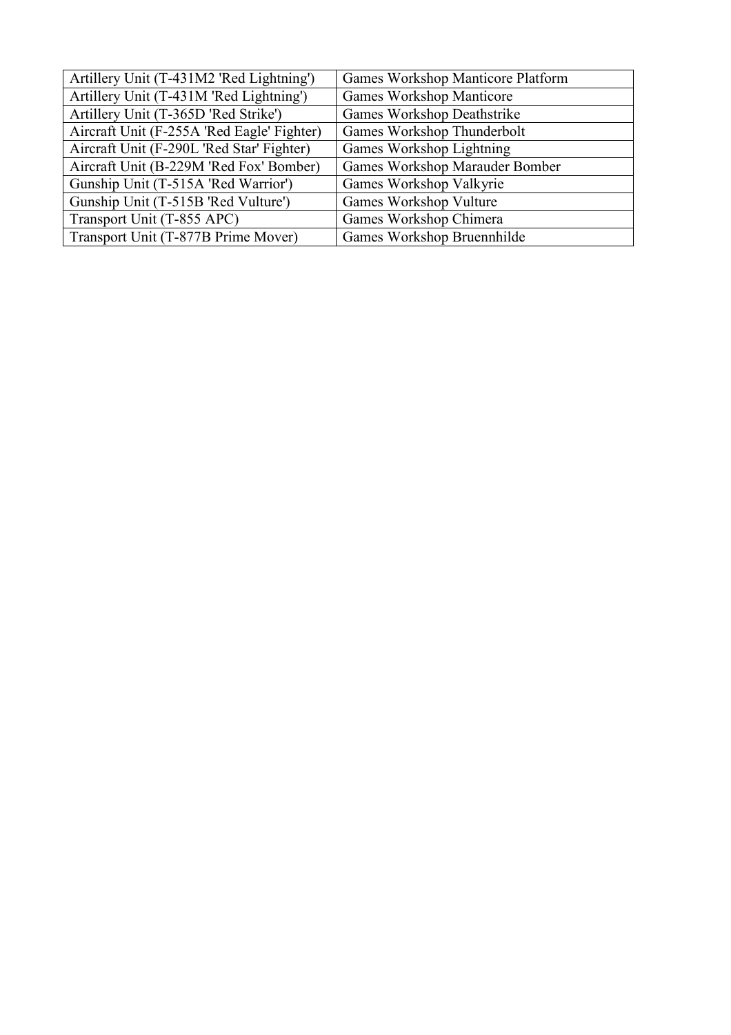| | |
|---|---|
| Artillery Unit (T-431M2 'Red Lightning') | Games Workshop Manticore Platform |
| Artillery Unit (T-431M 'Red Lightning') | Games Workshop Manticore |
| Artillery Unit (T-365D 'Red Strike') | Games Workshop Deathstrike |
| Aircraft Unit (F-255A 'Red Eagle' Fighter) | Games Workshop Thunderbolt |
| Aircraft Unit (F-290L 'Red Star' Fighter) | Games Workshop Lightning |
| Aircraft Unit (B-229M 'Red Fox' Bomber) | Games Workshop Marauder Bomber |
| Gunship Unit (T-515A 'Red Warrior') | Games Workshop Valkyrie |
| Gunship Unit (T-515B 'Red Vulture') | Games Workshop Vulture |
| Transport Unit (T-855 APC) | Games Workshop Chimera |
| Transport Unit (T-877B Prime Mover) | Games Workshop Bruennhilde |